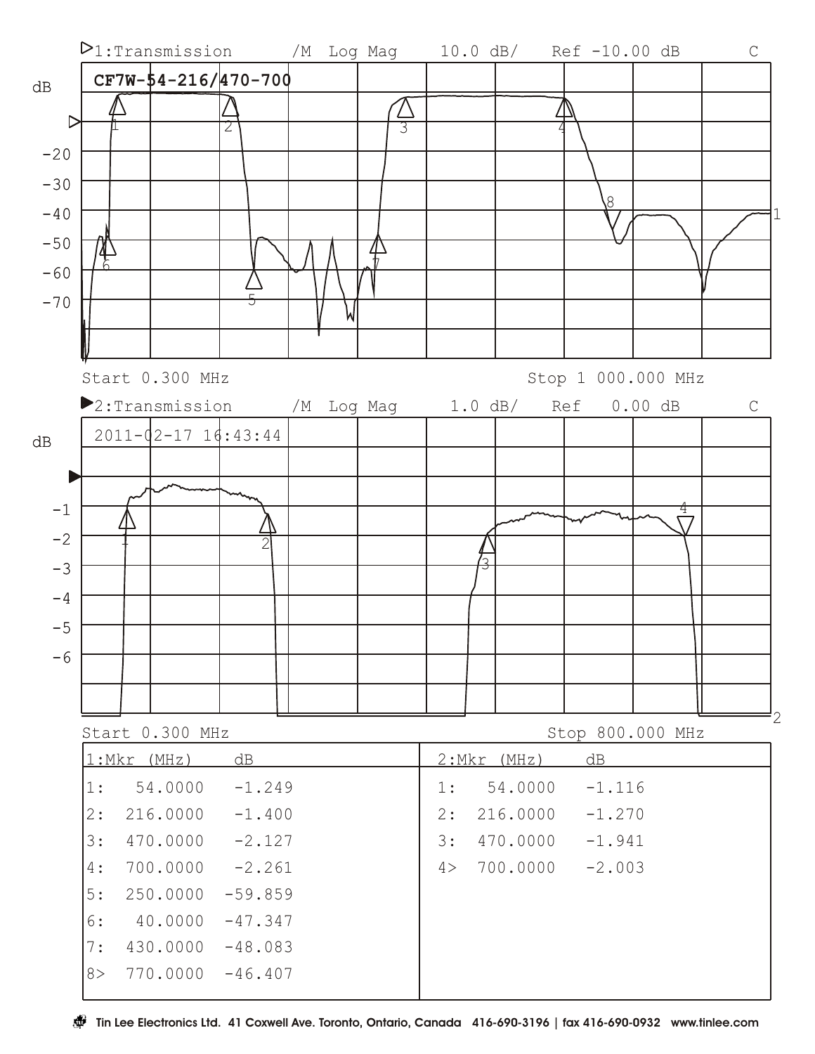1:Transmission /M Log Mag 10.0 dB/ Ref -10.00 dB C

**CF7W-54-216/470-700**

Start 0.300 MHz — Stop 1 000.000 MHz

2:Transmission /M Log Mag 1.0 dB/ Ref 0.00 dB C

2011-02-17 16:43:44

Start 0.300 MHz — Stop 800.000 MHz

| 1:Mkr (MHz) | dB | 2:Mkr (MHz) | dB |
|---|---|---|---|
| 1: 54.0000 | -1.249 | 1: 54.0000 | -1.116 |
| 2: 216.0000 | -1.400 | 2: 216.0000 | -1.270 |
| 3: 470.0000 | -2.127 | 3: 470.0000 | -1.941 |
| 4: 700.0000 | -2.261 | 4> 700.0000 | -2.003 |
| 5: 250.0000 | -59.859 | | |
| 6: 40.0000 | -47.347 | | |
| 7: 430.0000 | -48.083 | | |
| 8> 770.0000 | -46.407 | | |

**Tin Lee Electronics Ltd. 41 Coxwell Ave. Toronto, Ontario, Canada 416-690-3196 | fax 416-690-0932 www.tinlee.com**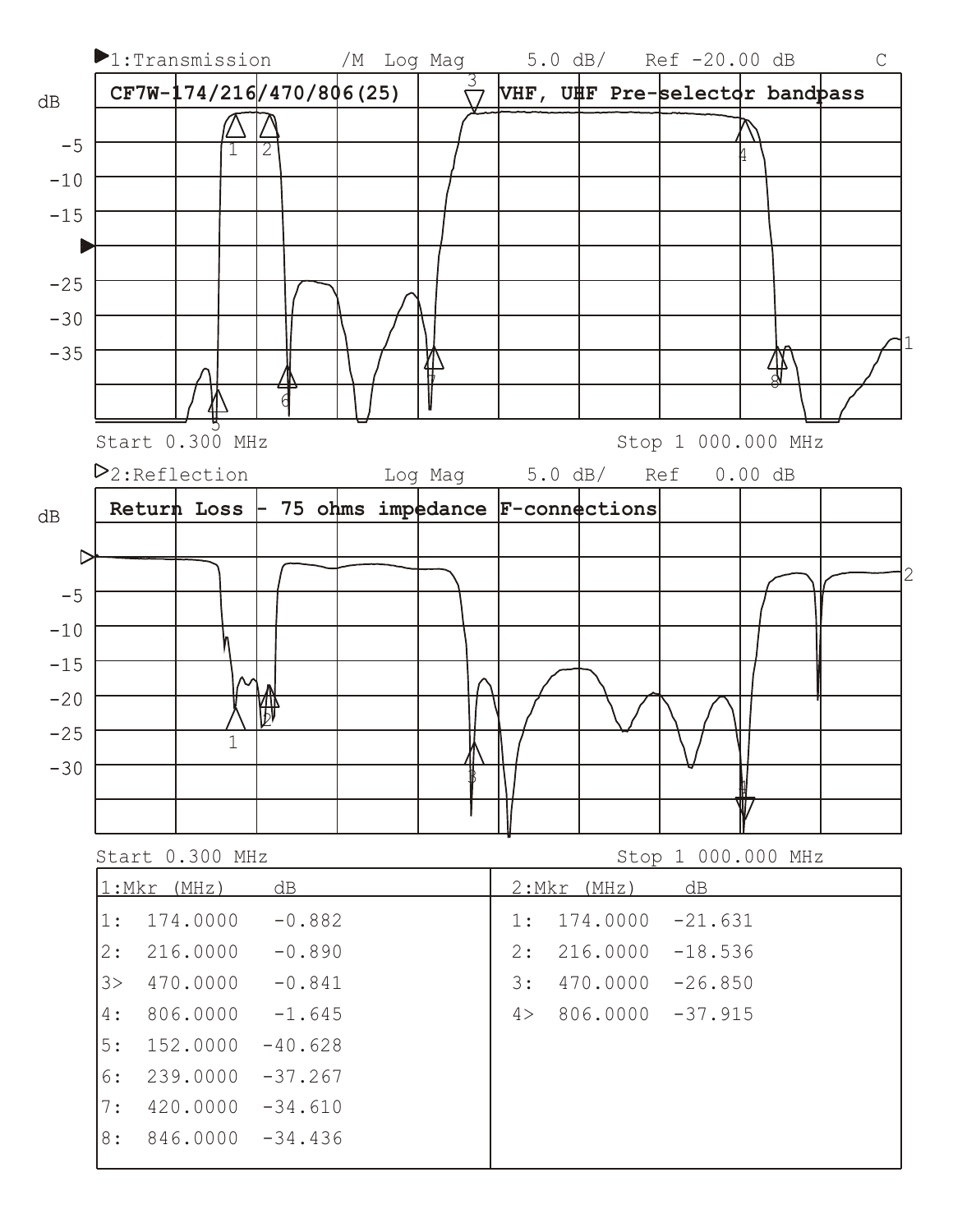1:Transmission /M Log Mag 5.0 dB/ Ref -20.00 dB C

CF7W-174/216/470/806(25)

VHF, UHF Pre-selector bandpass

dB

-5

-10

-15

-25

-30

-35

1 2 3 4 5 6 7 8

Start 0.300 MHz

Stop 1 000.000 MHz

2:Reflection Log Mag 5.0 dB/ Ref 0.00 dB

Return Loss - 75 ohms impedance F-connections

dB

-5

-10

-15

-20

-25

-30

1 2 3 4

Start 0.300 MHz

Stop 1 000.000 MHz

| 1:Mkr (MHz) | dB | 2:Mkr (MHz) | dB |
| --- | --- | --- | --- |
| 1: 174.0000 | -0.882 | 1: 174.0000 | -21.631 |
| 2: 216.0000 | -0.890 | 2: 216.0000 | -18.536 |
| 3> 470.0000 | -0.841 | 3: 470.0000 | -26.850 |
| 4: 806.0000 | -1.645 | 4> 806.0000 | -37.915 |
| 5: 152.0000 | -40.628 | | |
| 6: 239.0000 | -37.267 | | |
| 7: 420.0000 | -34.610 | | |
| 8: 846.0000 | -34.436 | | |